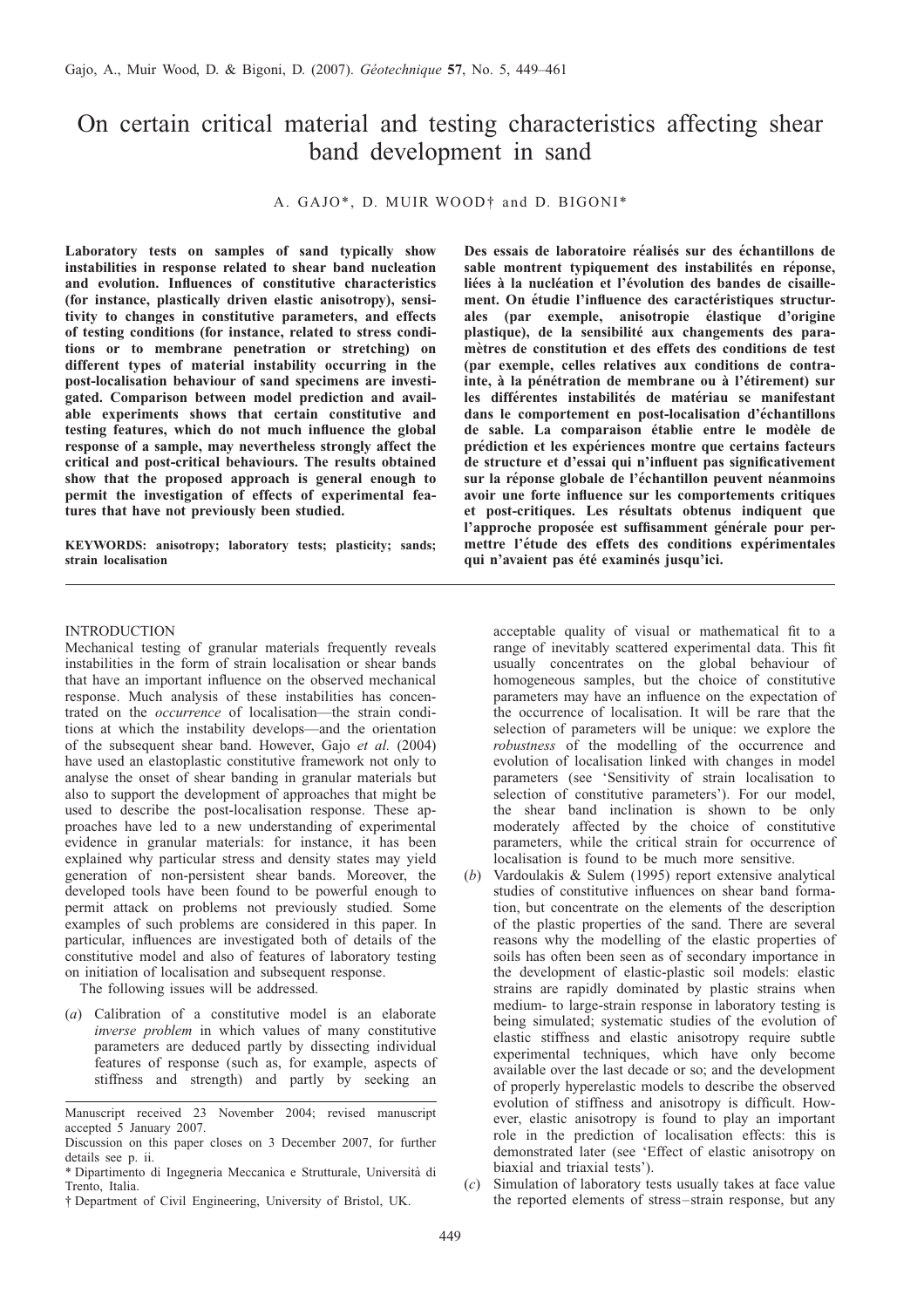Gajo, A., Muir Wood, D. & Bigoni, D. (2007). *Géotechnique* **57**, No. 5, 449–461

# On certain critical material and testing characteristics affecting shear band development in sand

A. GAJO*, D. MUIR WOOD† and D. BIGONI*

**Laboratory tests on samples of sand typically show instabilities in response related to shear band nucleation and evolution. Influences of constitutive characteristics (for instance, plastically driven elastic anisotropy), sensitivity to changes in constitutive parameters, and effects of testing conditions (for instance, related to stress conditions or to membrane penetration or stretching) on different types of material instability occurring in the post-localisation behaviour of sand specimens are investigated. Comparison between model prediction and available experiments shows that certain constitutive and testing features, which do not much influence the global response of a sample, may nevertheless strongly affect the critical and post-critical behaviours. The results obtained show that the proposed approach is general enough to permit the investigation of effects of experimental features that have not previously been studied.**

**KEYWORDS: anisotropy; laboratory tests; plasticity; sands; strain localisation**

**Des essais de laboratoire réalisés sur des échantillons de sable montrent typiquement des instabilités en réponse, liées à la nucléation et l'évolution des bandes de cisaillement. On étudie l'influence des caractéristiques structurales (par exemple, anisotropie élastique d'origine plastique), de la sensibilité aux changements des paramètres de constitution et des effets des conditions de test (par exemple, celles relatives aux conditions de contrainte, à la pénétration de membrane ou à l'étirement) sur les différentes instabilités de matériau se manifestant dans le comportement en post-localisation d'échantillons de sable. La comparaison établie entre le modèle de prédiction et les expériences montre que certains facteurs de structure et d'essai qui n'influent pas significativement sur la réponse globale de l'échantillon peuvent néanmoins avoir une forte influence sur les comportements critiques et post-critiques. Les résultats obtenus indiquent que l'approche proposée est suffisamment générale pour permettre l'étude des effets des conditions expérimentales qui n'avaient pas été examinés jusqu'ici.**

## INTRODUCTION

Mechanical testing of granular materials frequently reveals instabilities in the form of strain localisation or shear bands that have an important influence on the observed mechanical response. Much analysis of these instabilities has concentrated on the *occurrence* of localisation—the strain conditions at which the instability develops—and the orientation of the subsequent shear band. However, Gajo *et al.* (2004) have used an elastoplastic constitutive framework not only to analyse the onset of shear banding in granular materials but also to support the development of approaches that might be used to describe the post-localisation response. These approaches have led to a new understanding of experimental evidence in granular materials: for instance, it has been explained why particular stress and density states may yield generation of non-persistent shear bands. Moreover, the developed tools have been found to be powerful enough to permit attack on problems not previously studied. Some examples of such problems are considered in this paper. In particular, influences are investigated both of details of the constitutive model and also of features of laboratory testing on initiation of localisation and subsequent response.

The following issues will be addressed.

(*a*) Calibration of a constitutive model is an elaborate *inverse problem* in which values of many constitutive parameters are deduced partly by dissecting individual features of response (such as, for example, aspects of stiffness and strength) and partly by seeking an acceptable quality of visual or mathematical fit to a range of inevitably scattered experimental data. This fit usually concentrates on the global behaviour of homogeneous samples, but the choice of constitutive parameters may have an influence on the expectation of the occurrence of localisation. It will be rare that the selection of parameters will be unique: we explore the *robustness* of the modelling of the occurrence and evolution of localisation linked with changes in model parameters (see 'Sensitivity of strain localisation to selection of constitutive parameters'). For our model, the shear band inclination is shown to be only moderately affected by the choice of constitutive parameters, while the critical strain for occurrence of localisation is found to be much more sensitive.

(*b*) Vardoulakis & Sulem (1995) report extensive analytical studies of constitutive influences on shear band formation, but concentrate on the elements of the description of the plastic properties of the sand. There are several reasons why the modelling of the elastic properties of soils has often been seen as of secondary importance in the development of elastic-plastic soil models: elastic strains are rapidly dominated by plastic strains when medium- to large-strain response in laboratory testing is being simulated; systematic studies of the evolution of elastic stiffness and elastic anisotropy require subtle experimental techniques, which have only become available over the last decade or so; and the development of properly hyperelastic models to describe the observed evolution of stiffness and anisotropy is difficult. However, elastic anisotropy is found to play an important role in the prediction of localisation effects: this is demonstrated later (see 'Effect of elastic anisotropy on biaxial and triaxial tests').

(*c*) Simulation of laboratory tests usually takes at face value the reported elements of stress–strain response, but any

---

Manuscript received 23 November 2004; revised manuscript accepted 5 January 2007.

Discussion on this paper closes on 3 December 2007, for further details see p. ii.

* Dipartimento di Ingegneria Meccanica e Strutturale, Università di Trento, Italia.

† Department of Civil Engineering, University of Bristol, UK.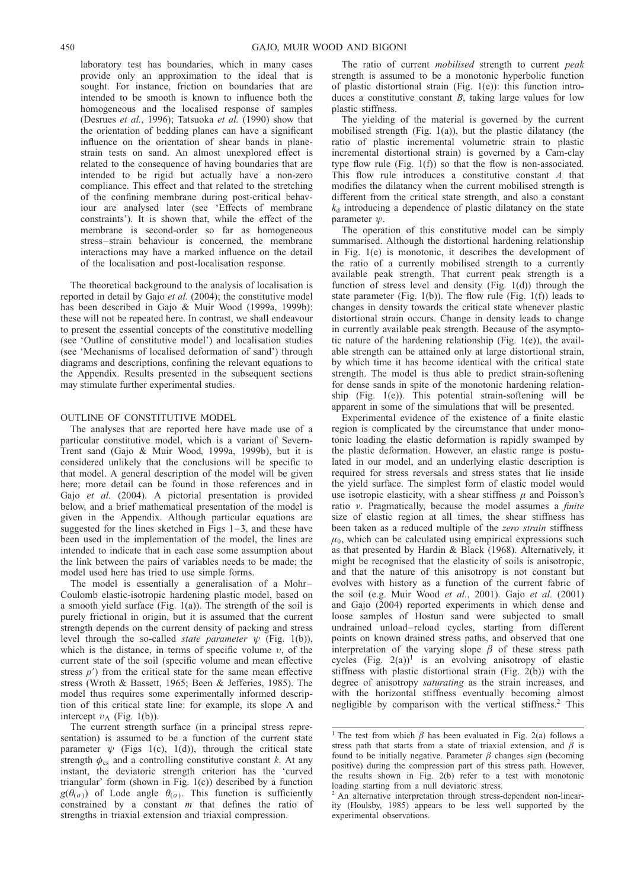laboratory test has boundaries, which in many cases provide only an approximation to the ideal that is sought. For instance, friction on boundaries that are intended to be smooth is known to influence both the homogeneous and the localised response of samples (Desrues *et al.*, 1996); Tatsuoka *et al.* (1990) show that the orientation of bedding planes can have a significant influence on the orientation of shear bands in plane-strain tests on sand. An almost unexplored effect is related to the consequence of having boundaries that are intended to be rigid but actually have a non-zero compliance. This effect and that related to the stretching of the confining membrane during post-critical behaviour are analysed later (see 'Effects of membrane constraints'). It is shown that, while the effect of the membrane is second-order so far as homogeneous stress–strain behaviour is concerned, the membrane interactions may have a marked influence on the detail of the localisation and post-localisation response.

The theoretical background to the analysis of localisation is reported in detail by Gajo *et al.* (2004); the constitutive model has been described in Gajo & Muir Wood (1999a, 1999b): these will not be repeated here. In contrast, we shall endeavour to present the essential concepts of the constitutive modelling (see 'Outline of constitutive model') and localisation studies (see 'Mechanisms of localised deformation of sand') through diagrams and descriptions, confining the relevant equations to the Appendix. Results presented in the subsequent sections may stimulate further experimental studies.

## OUTLINE OF CONSTITUTIVE MODEL

The analyses that are reported here have made use of a particular constitutive model, which is a variant of Severn-Trent sand (Gajo & Muir Wood, 1999a, 1999b), but it is considered unlikely that the conclusions will be specific to that model. A general description of the model will be given here; more detail can be found in those references and in Gajo *et al.* (2004). A pictorial presentation is provided below, and a brief mathematical presentation of the model is given in the Appendix. Although particular equations are suggested for the lines sketched in Figs 1–3, and these have been used in the implementation of the model, the lines are intended to indicate that in each case some assumption about the link between the pairs of variables needs to be made; the model used here has tried to use simple forms.

The model is essentially a generalisation of a Mohr–Coulomb elastic-isotropic hardening plastic model, based on a smooth yield surface (Fig. 1(a)). The strength of the soil is purely frictional in origin, but it is assumed that the current strength depends on the current density of packing and stress level through the so-called *state parameter* $\psi$ (Fig. 1(b)), which is the distance, in terms of specific volume $v$, of the current state of the soil (specific volume and mean effective stress $p'$) from the critical state for the same mean effective stress (Wroth & Bassett, 1965; Been & Jefferies, 1985). The model thus requires some experimentally informed description of this critical state line: for example, its slope $\Lambda$ and intercept $v_\Lambda$ (Fig. 1(b)).

The current strength surface (in a principal stress representation) is assumed to be a function of the current state parameter $\psi$ (Figs 1(c), 1(d)), through the critical state strength $\phi_{cs}$ and a controlling constitutive constant $k$. At any instant, the deviatoric strength criterion has the 'curved triangular' form (shown in Fig. 1(c)) described by a function $g(\theta_{(\sigma)})$ of Lode angle $\theta_{(\sigma)}$. This function is sufficiently constrained by a constant $m$ that defines the ratio of strengths in triaxial extension and triaxial compression.

The ratio of current *mobilised* strength to current *peak* strength is assumed to be a monotonic hyperbolic function of plastic distortional strain (Fig. 1(e)): this function introduces a constitutive constant $B$, taking large values for low plastic stiffness.

The yielding of the material is governed by the current mobilised strength (Fig. 1(a)), but the plastic dilatancy (the ratio of plastic incremental volumetric strain to plastic incremental distortional strain) is governed by a Cam-clay type flow rule (Fig. 1(f)) so that the flow is non-associated. This flow rule introduces a constitutive constant $A$ that modifies the dilatancy when the current mobilised strength is different from the critical state strength, and also a constant $k_d$ introducing a dependence of plastic dilatancy on the state parameter $\psi$.

The operation of this constitutive model can be simply summarised. Although the distortional hardening relationship in Fig. 1(e) is monotonic, it describes the development of the ratio of a currently mobilised strength to a currently available peak strength. That current peak strength is a function of stress level and density (Fig. 1(d)) through the state parameter (Fig. 1(b)). The flow rule (Fig. 1(f)) leads to changes in density towards the critical state whenever plastic distortional strain occurs. Change in density leads to change in currently available peak strength. Because of the asymptotic nature of the hardening relationship (Fig. 1(e)), the available strength can be attained only at large distortional strain, by which time it has become identical with the critical state strength. The model is thus able to predict strain-softening for dense sands in spite of the monotonic hardening relationship (Fig. 1(e)). This potential strain-softening will be apparent in some of the simulations that will be presented.

Experimental evidence of the existence of a finite elastic region is complicated by the circumstance that under monotonic loading the elastic deformation is rapidly swamped by the plastic deformation. However, an elastic range is postulated in our model, and an underlying elastic description is required for stress reversals and stress states that lie inside the yield surface. The simplest form of elastic model would use isotropic elasticity, with a shear stiffness $\mu$ and Poisson's ratio $\nu$. Pragmatically, because the model assumes a *finite* size of elastic region at all times, the shear stiffness has been taken as a reduced multiple of the *zero strain* stiffness $\mu_0$, which can be calculated using empirical expressions such as that presented by Hardin & Black (1968). Alternatively, it might be recognised that the elasticity of soils is anisotropic, and that the nature of this anisotropy is not constant but evolves with history as a function of the current fabric of the soil (e.g. Muir Wood *et al.*, 2001). Gajo *et al.* (2001) and Gajo (2004) reported experiments in which dense and loose samples of Hostun sand were subjected to small undrained unload–reload cycles, starting from different points on known drained stress paths, and observed that one interpretation of the varying slope $\beta$ of these stress path cycles (Fig. 2(a))[1] is an evolving anisotropy of elastic stiffness with plastic distortional strain (Fig. 2(b)) with the degree of anisotropy *saturating* as the strain increases, and with the horizontal stiffness eventually becoming almost negligible by comparison with the vertical stiffness.[2] This

[1] The test from which $\beta$ has been evaluated in Fig. 2(a) follows a stress path that starts from a state of triaxial extension, and $\beta$ is found to be initially negative. Parameter $\beta$ changes sign (becoming positive) during the compression part of this stress path. However, the results shown in Fig. 2(b) refer to a test with monotonic loading starting from a null deviatoric stress.

[2] An alternative interpretation through stress-dependent non-linearity (Houlsby, 1985) appears to be less well supported by the experimental observations.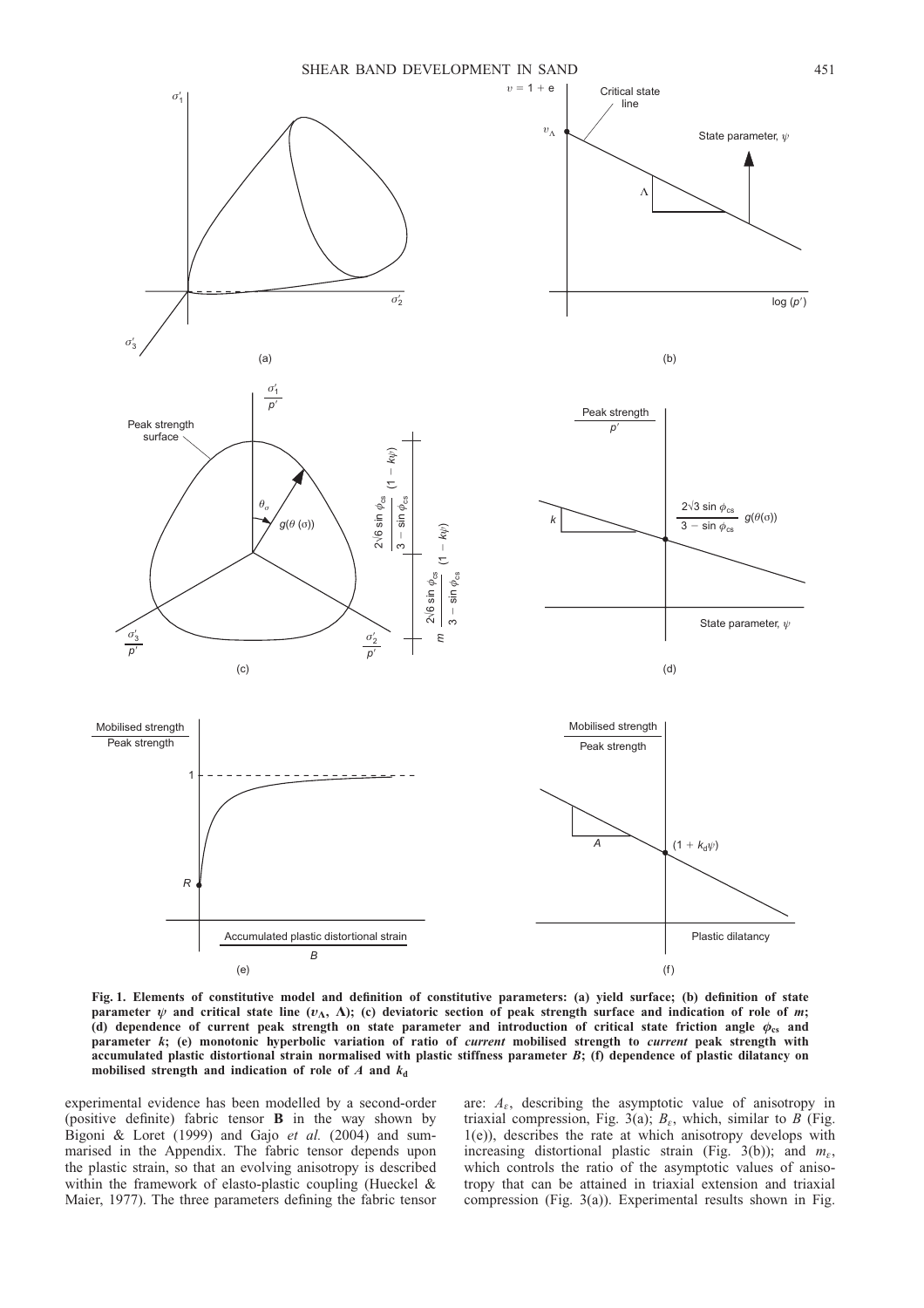**Fig. 1. Elements of constitutive model and definition of constitutive parameters: (a) yield surface; (b) definition of state parameter $\psi$ and critical state line ($v_\Lambda$, $\Lambda$); (c) deviatoric section of peak strength surface and indication of role of $m$; (d) dependence of current peak strength on state parameter and introduction of critical state friction angle $\phi_{cs}$ and parameter $k$; (e) monotonic hyperbolic variation of ratio of *current* mobilised strength to *current* peak strength with accumulated plastic distortional strain normalised with plastic stiffness parameter $B$; (f) dependence of plastic dilatancy on mobilised strength and indication of role of $A$ and $k_d$**

experimental evidence has been modelled by a second-order (positive definite) fabric tensor **B** in the way shown by Bigoni & Loret (1999) and Gajo *et al.* (2004) and summarised in the Appendix. The fabric tensor depends upon the plastic strain, so that an evolving anisotropy is described within the framework of elasto-plastic coupling (Hueckel & Maier, 1977). The three parameters defining the fabric tensor are: $A_\varepsilon$, describing the asymptotic value of anisotropy in triaxial compression, Fig. 3(a); $B_\varepsilon$, which, similar to $B$ (Fig. 1(e)), describes the rate at which anisotropy develops with increasing distortional plastic strain (Fig. 3(b)); and $m_\varepsilon$, which controls the ratio of the asymptotic values of anisotropy that can be attained in triaxial extension and triaxial compression (Fig. 3(a)). Experimental results shown in Fig.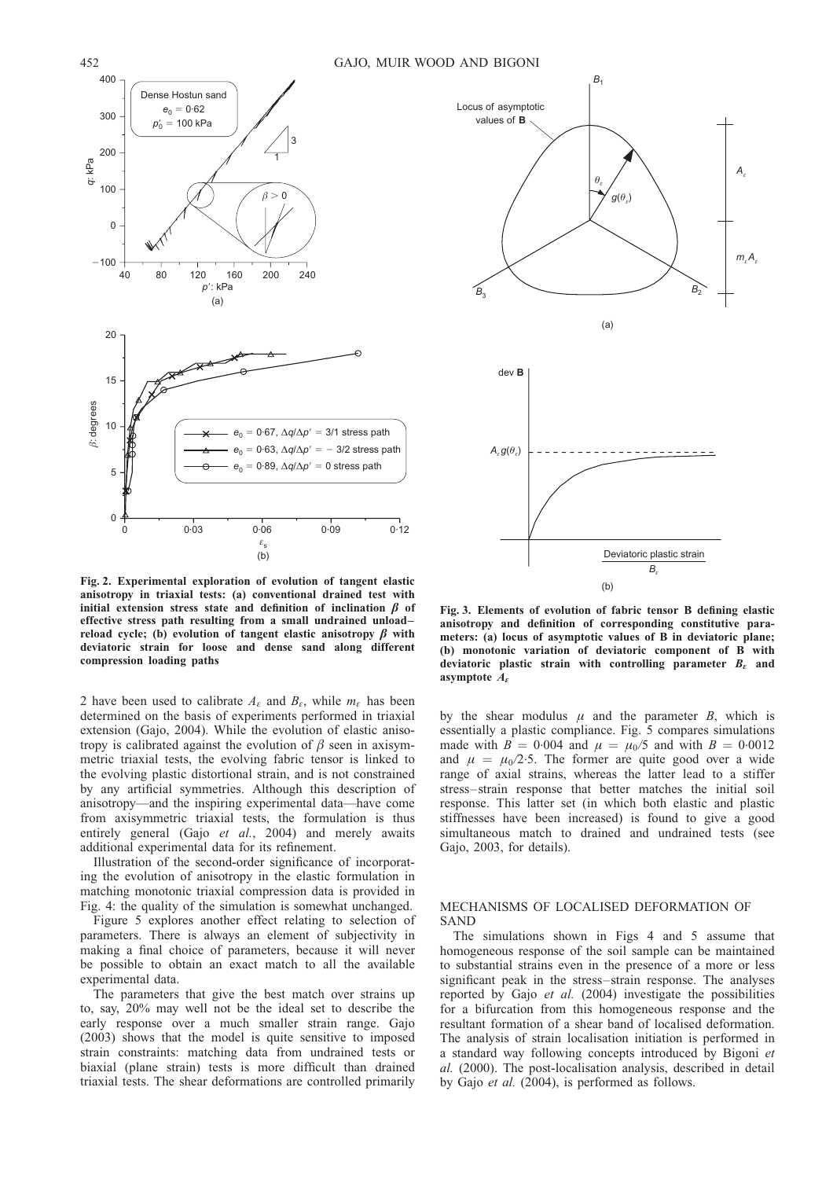**Fig. 2. Experimental exploration of evolution of tangent elastic anisotropy in triaxial tests: (a) conventional drained test with initial extension stress state and definition of inclination $\beta$ of effective stress path resulting from a small undrained unload–reload cycle; (b) evolution of tangent elastic anisotropy $\beta$ with deviatoric strain for loose and dense sand along different compression loading paths**

**Fig. 3. Elements of evolution of fabric tensor B defining elastic anisotropy and definition of corresponding constitutive parameters: (a) locus of asymptotic values of B in deviatoric plane; (b) monotonic variation of deviatoric component of B with deviatoric plastic strain with controlling parameter $B_\varepsilon$ and asymptote $A_\varepsilon$**

2 have been used to calibrate $A_\varepsilon$ and $B_\varepsilon$, while $m_\varepsilon$ has been determined on the basis of experiments performed in triaxial extension (Gajo, 2004). While the evolution of elastic anisotropy is calibrated against the evolution of $\beta$ seen in axisymmetric triaxial tests, the evolving fabric tensor is linked to the evolving plastic distortional strain, and is not constrained by any artificial symmetries. Although this description of anisotropy—and the inspiring experimental data—have come from axisymmetric triaxial tests, the formulation is thus entirely general (Gajo *et al.*, 2004) and merely awaits additional experimental data for its refinement.

Illustration of the second-order significance of incorporating the evolution of anisotropy in the elastic formulation in matching monotonic triaxial compression data is provided in Fig. 4: the quality of the simulation is somewhat unchanged.

Figure 5 explores another effect relating to selection of parameters. There is always an element of subjectivity in making a final choice of parameters, because it will never be possible to obtain an exact match to all the available experimental data.

The parameters that give the best match over strains up to, say, 20% may well not be the ideal set to describe the early response over a much smaller strain range. Gajo (2003) shows that the model is quite sensitive to imposed strain constraints: matching data from undrained tests or biaxial (plane strain) tests is more difficult than drained triaxial tests. The shear deformations are controlled primarily by the shear modulus $\mu$ and the parameter $B$, which is essentially a plastic compliance. Fig. 5 compares simulations made with $B = 0{\cdot}004$ and $\mu = \mu_0/5$ and with $B = 0{\cdot}0012$ and $\mu = \mu_0/2{\cdot}5$. The former are quite good over a wide range of axial strains, whereas the latter lead to a stiffer stress–strain response that better matches the initial soil response. This latter set (in which both elastic and plastic stiffnesses have been increased) is found to give a good simultaneous match to drained and undrained tests (see Gajo, 2003, for details).

## MECHANISMS OF LOCALISED DEFORMATION OF SAND

The simulations shown in Figs 4 and 5 assume that homogeneous response of the soil sample can be maintained to substantial strains even in the presence of a more or less significant peak in the stress–strain response. The analyses reported by Gajo *et al.* (2004) investigate the possibilities for a bifurcation from this homogeneous response and the resultant formation of a shear band of localised deformation. The analysis of strain localisation initiation is performed in a standard way following concepts introduced by Bigoni *et al.* (2000). The post-localisation analysis, described in detail by Gajo *et al.* (2004), is performed as follows.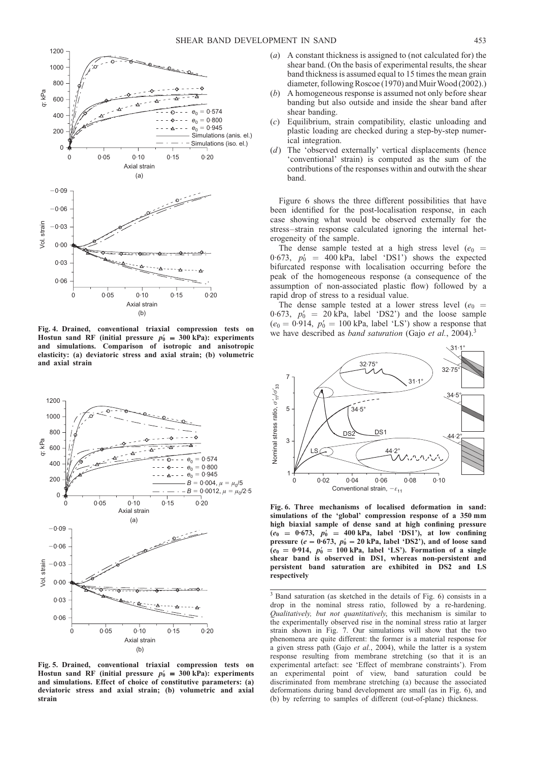Fig. 4. Drained, conventional triaxial compression tests on Hostun sand RF (initial pressure $p'_0 = 300$ kPa): experiments and simulations. Comparison of isotropic and anisotropic elasticity: (a) deviatoric stress and axial strain; (b) volumetric and axial strain

Fig. 5. Drained, conventional triaxial compression tests on Hostun sand RF (initial pressure $p'_0 = 300$ kPa): experiments and simulations. Effect of choice of constitutive parameters: (a) deviatoric stress and axial strain; (b) volumetric and axial strain

(*a*) A constant thickness is assigned to (not calculated for) the shear band. (On the basis of experimental results, the shear band thickness is assumed equal to 15 times the mean grain diameter, following Roscoe (1970) and Muir Wood (2002).)

(*b*) A homogeneous response is assumed not only before shear banding but also outside and inside the shear band after shear banding.

(*c*) Equilibrium, strain compatibility, elastic unloading and plastic loading are checked during a step-by-step numerical integration.

(*d*) The 'observed externally' vertical displacements (hence 'conventional' strain) is computed as the sum of the contributions of the responses within and outwith the shear band.

Figure 6 shows the three different possibilities that have been identified for the post-localisation response, in each case showing what would be observed externally for the stress–strain response calculated ignoring the internal heterogeneity of the sample.

The dense sample tested at a high stress level ($e_0 = 0{\cdot}673$, $p'_0 = 400$ kPa, label 'DS1') shows the expected bifurcated response with localisation occurring before the peak of the homogeneous response (a consequence of the assumption of non-associated plastic flow) followed by a rapid drop of stress to a residual value.

The dense sample tested at a lower stress level ($e_0 = 0{\cdot}673$, $p'_0 = 20$ kPa, label 'DS2') and the loose sample ($e_0 = 0{\cdot}914$, $p'_0 = 100$ kPa, label 'LS') show a response that we have described as *band saturation* (Gajo *et al.*, 2004).[3]

Fig. 6. Three mechanisms of localised deformation in sand: simulations of the 'global' compression response of a 350 mm high biaxial sample of dense sand at high confining pressure ($e_0 = 0{\cdot}673$, $p'_0 = 400$ kPa, label 'DS1'), at low confining pressure ($e = 0{\cdot}673$, $p'_0 = 20$ kPa, label 'DS2'), and of loose sand ($e_0 = 0{\cdot}914$, $p'_0 = 100$ kPa, label 'LS'). Formation of a single shear band is observed in DS1, whereas non-persistent and persistent band saturation are exhibited in DS2 and LS respectively

[3] Band saturation (as sketched in the details of Fig. 6) consists in a drop in the nominal stress ratio, followed by a re-hardening. *Qualitatively, but not quantitatively*, this mechanism is similar to the experimentally observed rise in the nominal stress ratio at larger strain shown in Fig. 7. Our simulations will show that the two phenomena are quite different: the former is a material response for a given stress path (Gajo *et al.*, 2004), while the latter is a system response resulting from membrane stretching (so that it is an experimental artefact: see 'Effect of membrane constraints'). From an experimental point of view, band saturation could be discriminated from membrane stretching (a) because the associated deformations during band development are small (as in Fig. 6), and (b) by referring to samples of different (out-of-plane) thickness.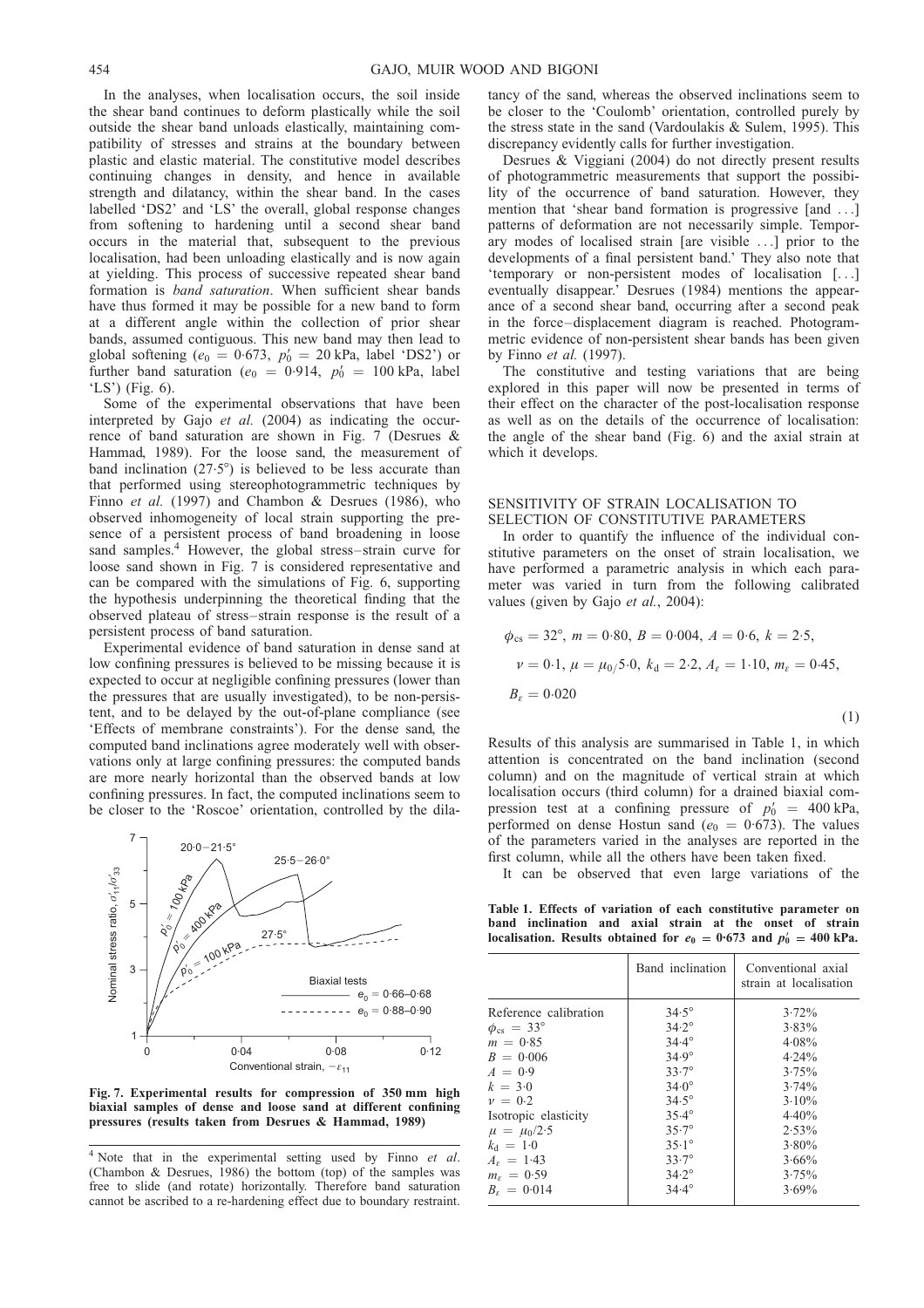In the analyses, when localisation occurs, the soil inside the shear band continues to deform plastically while the soil outside the shear band unloads elastically, maintaining compatibility of stresses and strains at the boundary between plastic and elastic material. The constitutive model describes continuing changes in density, and hence in available strength and dilatancy, within the shear band. In the cases labelled 'DS2' and 'LS' the overall, global response changes from softening to hardening until a second shear band occurs in the material that, subsequent to the previous localisation, had been unloading elastically and is now again at yielding. This process of successive repeated shear band formation is *band saturation*. When sufficient shear bands have thus formed it may be possible for a new band to form at a different angle within the collection of prior shear bands, assumed contiguous. This new band may then lead to global softening ($e_0 = 0{\cdot}673$, $p'_0 = 20$ kPa, label 'DS2') or further band saturation ($e_0 = 0{\cdot}914$, $p'_0 = 100$ kPa, label 'LS') (Fig. 6).

Some of the experimental observations that have been interpreted by Gajo *et al.* (2004) as indicating the occurrence of band saturation are shown in Fig. 7 (Desrues & Hammad, 1989). For the loose sand, the measurement of band inclination (27·5°) is believed to be less accurate than that performed using stereophotogrammetric techniques by Finno *et al.* (1997) and Chambon & Desrues (1986), who observed inhomogeneity of local strain supporting the presence of a persistent process of band broadening in loose sand samples.[4] However, the global stress–strain curve for loose sand shown in Fig. 7 is considered representative and can be compared with the simulations of Fig. 6, supporting the hypothesis underpinning the theoretical finding that the observed plateau of stress–strain response is the result of a persistent process of band saturation.

Experimental evidence of band saturation in dense sand at low confining pressures is believed to be missing because it is expected to occur at negligible confining pressures (lower than the pressures that are usually investigated), to be non-persistent, and to be delayed by the out-of-plane compliance (see 'Effects of membrane constraints'). For the dense sand, the computed band inclinations agree moderately well with observations only at large confining pressures: the computed bands are more nearly horizontal than the observed bands at low confining pressures. In fact, the computed inclinations seem to be closer to the 'Roscoe' orientation, controlled by the dilatancy of the sand, whereas the observed inclinations seem to be closer to the 'Coulomb' orientation, controlled purely by the stress state in the sand (Vardoulakis & Sulem, 1995). This discrepancy evidently calls for further investigation.

Fig. 7. Experimental results for compression of 350 mm high biaxial samples of dense and loose sand at different confining pressures (results taken from Desrues & Hammad, 1989)

[4] Note that in the experimental setting used by Finno *et al.* (Chambon & Desrues, 1986) the bottom (top) of the samples was free to slide (and rotate) horizontally. Therefore band saturation cannot be ascribed to a re-hardening effect due to boundary restraint.

Desrues & Viggiani (2004) do not directly present results of photogrammetric measurements that support the possibility of the occurrence of band saturation. However, they mention that 'shear band formation is progressive [and ...] patterns of deformation are not necessarily simple. Temporary modes of localised strain [are visible ...] prior to the developments of a final persistent band.' They also note that 'temporary or non-persistent modes of localisation [...] eventually disappear.' Desrues (1984) mentions the appearance of a second shear band, occurring after a second peak in the force–displacement diagram is reached. Photogrammetric evidence of non-persistent shear bands has been given by Finno *et al.* (1997).

The constitutive and testing variations that are being explored in this paper will now be presented in terms of their effect on the character of the post-localisation response as well as on the details of the occurrence of localisation: the angle of the shear band (Fig. 6) and the axial strain at which it develops.

## SENSITIVITY OF STRAIN LOCALISATION TO SELECTION OF CONSTITUTIVE PARAMETERS

In order to quantify the influence of the individual constitutive parameters on the onset of strain localisation, we have performed a parametric analysis in which each parameter was varied in turn from the following calibrated values (given by Gajo *et al.*, 2004):

$$\phi_{cs} = 32°,\ m = 0{\cdot}80,\ B = 0{\cdot}004,\ A = 0{\cdot}6,\ k = 2{\cdot}5,$$
$$\nu = 0{\cdot}1,\ \mu = \mu_0/5{\cdot}0,\ k_d = 2{\cdot}2,\ A_\varepsilon = 1{\cdot}10,\ m_\varepsilon = 0{\cdot}45,$$
$$B_\varepsilon = 0{\cdot}020 \tag{1}$$

Results of this analysis are summarised in Table 1, in which attention is concentrated on the band inclination (second column) and on the magnitude of vertical strain at which localisation occurs (third column) for a drained biaxial compression test at a confining pressure of $p'_0 = 400$ kPa, performed on dense Hostun sand ($e_0 = 0{\cdot}673$). The values of the parameters varied in the analyses are reported in the first column, while all the others have been taken fixed.

It can be observed that even large variations of the

Table 1. Effects of variation of each constitutive parameter on band inclination and axial strain at the onset of strain localisation. Results obtained for $e_0 = 0{\cdot}673$ and $p'_0 = 400$ kPa.

| | Band inclination | Conventional axial strain at localisation |
|---|---|---|
| Reference calibration | 34·5° | 3·72% |
| $\phi_{cs} = 33°$ | 34·2° | 3·83% |
| $m = 0{\cdot}85$ | 34·4° | 4·08% |
| $B = 0{\cdot}006$ | 34·9° | 4·24% |
| $A = 0{\cdot}9$ | 33·7° | 3·75% |
| $k = 3{\cdot}0$ | 34·0° | 3·74% |
| $\nu = 0{\cdot}2$ | 34·5° | 3·10% |
| Isotropic elasticity | 35·4° | 4·40% |
| $\mu = \mu_0/2{\cdot}5$ | 35·7° | 2·53% |
| $k_d = 1{\cdot}0$ | 35·1° | 3·80% |
| $A_\varepsilon = 1{\cdot}43$ | 33·7° | 3·66% |
| $m_\varepsilon = 0{\cdot}59$ | 34·2° | 3·75% |
| $B_\varepsilon = 0{\cdot}014$ | 34·4° | 3·69% |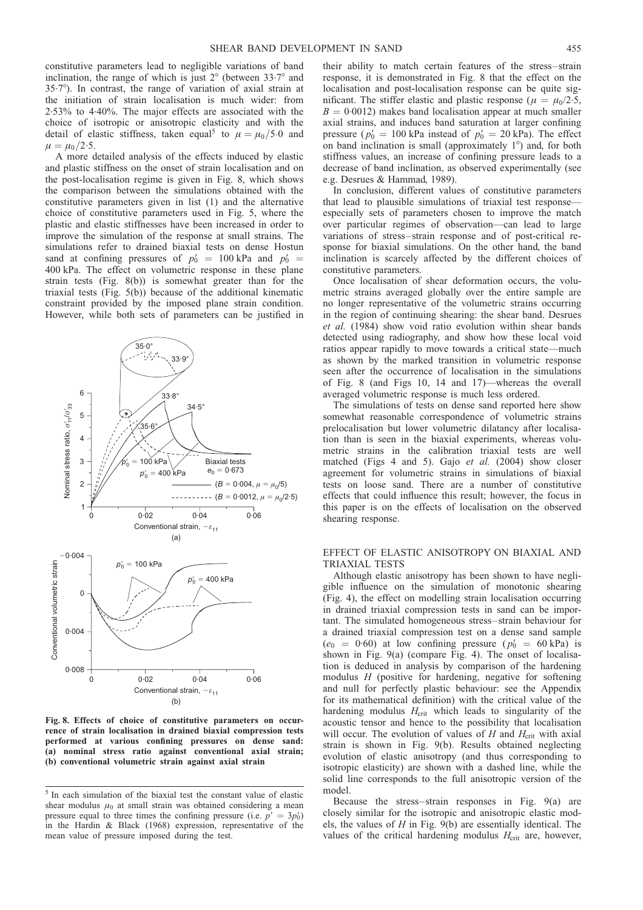constitutive parameters lead to negligible variations of band inclination, the range of which is just 2° (between 33·7° and 35·7°). In contrast, the range of variation of axial strain at the initiation of strain localisation is much wider: from 2·53% to 4·40%. The major effects are associated with the choice of isotropic or anisotropic elasticity and with the detail of elastic stiffness, taken equal[5] to $\mu = \mu_0/5{\cdot}0$ and $\mu = \mu_0/2{\cdot}5$.

A more detailed analysis of the effects induced by elastic and plastic stiffness on the onset of strain localisation and on the post-localisation regime is given in Fig. 8, which shows the comparison between the simulations obtained with the constitutive parameters given in list (1) and the alternative choice of constitutive parameters used in Fig. 5, where the plastic and elastic stiffnesses have been increased in order to improve the simulation of the response at small strains. The simulations refer to drained biaxial tests on dense Hostun sand at confining pressures of $p'_0 = 100$ kPa and $p'_0 = 400$ kPa. The effect on volumetric response in these plane strain tests (Fig. 8(b)) is somewhat greater than for the triaxial tests (Fig. 5(b)) because of the additional kinematic constraint provided by the imposed plane strain condition. However, while both sets of parameters can be justified in their ability to match certain features of the stress–strain response, it is demonstrated in Fig. 8 that the effect on the localisation and post-localisation response can be quite significant. The stiffer elastic and plastic response ($\mu = \mu_0/2{\cdot}5$, $B = 0{\cdot}0012$) makes band localisation appear at much smaller axial strains, and induces band saturation at larger confining pressure ($p'_0 = 100$ kPa instead of $p'_0 = 20$ kPa). The effect on band inclination is small (approximately 1°) and, for both stiffness values, an increase of confining pressure leads to a decrease of band inclination, as observed experimentally (see e.g. Desrues & Hammad, 1989).

In conclusion, different values of constitutive parameters that lead to plausible simulations of triaxial test response—especially sets of parameters chosen to improve the match over particular regimes of observation—can lead to large variations of stress–strain response and of post-critical response for biaxial simulations. On the other hand, the band inclination is scarcely affected by the different choices of constitutive parameters.

Once localisation of shear deformation occurs, the volumetric strains averaged globally over the entire sample are no longer representative of the volumetric strains occurring in the region of continuing shearing: the shear band. Desrues *et al.* (1984) show void ratio evolution within shear bands detected using radiography, and show how these local void ratios appear rapidly to move towards a critical state—much as shown by the marked transition in volumetric response seen after the occurrence of localisation in the simulations of Fig. 8 (and Figs 10, 14 and 17)—whereas the overall averaged volumetric response is much less ordered.

The simulations of tests on dense sand reported here show somewhat reasonable correspondence of volumetric strains prelocalisation but lower volumetric dilatancy after localisation than is seen in the biaxial experiments, whereas volumetric strains in the calibration triaxial tests are well matched (Figs 4 and 5). Gajo *et al.* (2004) show closer agreement for volumetric strains in simulations of biaxial tests on loose sand. There are a number of constitutive effects that could influence this result; however, the focus in this paper is on the effects of localisation on the observed shearing response.

**Fig. 8. Effects of choice of constitutive parameters on occurrence of strain localisation in drained biaxial compression tests performed at various confining pressures on dense sand: (a) nominal stress ratio against conventional axial strain; (b) conventional volumetric strain against axial strain**

## EFFECT OF ELASTIC ANISOTROPY ON BIAXIAL AND TRIAXIAL TESTS

Although elastic anisotropy has been shown to have negligible influence on the simulation of monotonic shearing (Fig. 4), the effect on modelling strain localisation occurring in drained triaxial compression tests in sand can be important. The simulated homogeneous stress–strain behaviour for a drained triaxial compression test on a dense sand sample ($e_0 = 0{\cdot}60$) at low confining pressure ($p'_0 = 60$ kPa) is shown in Fig. 9(a) (compare Fig. 4). The onset of localisation is deduced in analysis by comparison of the hardening modulus $H$ (positive for hardening, negative for softening and null for perfectly plastic behaviour: see the Appendix for its mathematical definition) with the critical value of the hardening modulus $H_{crit}$ which leads to singularity of the acoustic tensor and hence to the possibility that localisation will occur. The evolution of values of $H$ and $H_{crit}$ with axial strain is shown in Fig. 9(b). Results obtained neglecting evolution of elastic anisotropy (and thus corresponding to isotropic elasticity) are shown with a dashed line, while the solid line corresponds to the full anisotropic version of the model.

Because the stress–strain responses in Fig. 9(a) are closely similar for the isotropic and anisotropic elastic models, the values of $H$ in Fig. 9(b) are essentially identical. The values of the critical hardening modulus $H_{crit}$ are, however,

[5] In each simulation of the biaxial test the constant value of elastic shear modulus $\mu_0$ at small strain was obtained considering a mean pressure equal to three times the confining pressure (i.e. $p' = 3p'_0$) in the Hardin & Black (1968) expression, representative of the mean value of pressure imposed during the test.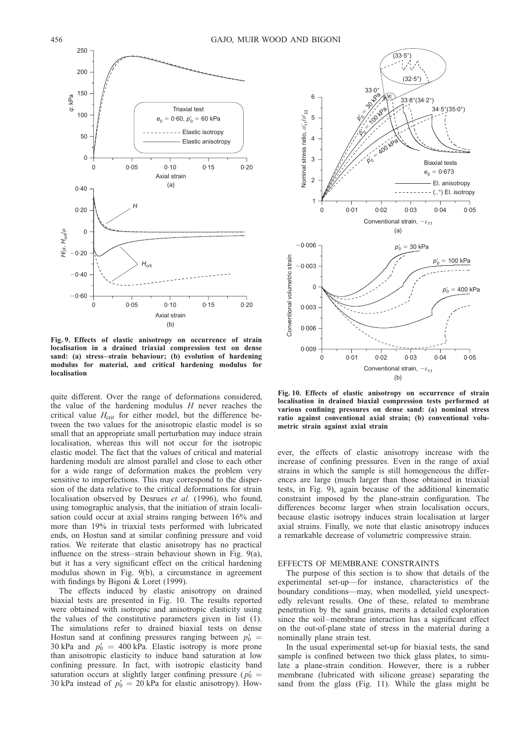Fig. 9. Effects of elastic anisotropy on occurrence of strain localisation in a drained triaxial compression test on dense sand: (a) stress–strain behaviour; (b) evolution of hardening modulus for material, and critical hardening modulus for localisation

quite different. Over the range of deformations considered, the value of the hardening modulus $H$ never reaches the critical value $H_{crit}$ for either model, but the difference between the two values for the anisotropic elastic model is so small that an appropriate small perturbation may induce strain localisation, whereas this will not occur for the isotropic elastic model. The fact that the values of critical and material hardening moduli are almost parallel and close to each other for a wide range of deformation makes the problem very sensitive to imperfections. This may correspond to the dispersion of the data relative to the critical deformations for strain localisation observed by Desrues *et al.* (1996), who found, using tomographic analysis, that the initiation of strain localisation could occur at axial strains ranging between 16% and more than 19% in triaxial tests performed with lubricated ends, on Hostun sand at similar confining pressure and void ratios. We reiterate that elastic anisotropy has no practical influence on the stress–strain behaviour shown in Fig. 9(a), but it has a very significant effect on the critical hardening modulus shown in Fig. 9(b), a circumstance in agreement with findings by Bigoni & Loret (1999).

The effects induced by elastic anisotropy on drained biaxial tests are presented in Fig. 10. The results reported were obtained with isotropic and anisotropic elasticity using the values of the constitutive parameters given in list (1). The simulations refer to drained biaxial tests on dense Hostun sand at confining pressures ranging between $p'_0 = 30$ kPa and $p'_0 = 400$ kPa. Elastic isotropy is more prone than anisotropic elasticity to induce band saturation at low confining pressure. In fact, with isotropic elasticity band saturation occurs at slightly larger confining pressure ($p'_0 = 30$ kPa instead of $p'_0 = 20$ kPa for elastic anisotropy). However, the effects of elastic anisotropy increase with the increase of confining pressures. Even in the range of axial strains in which the sample is still homogeneous the differences are large (much larger than those obtained in triaxial tests, in Fig. 9), again because of the additional kinematic constraint imposed by the plane-strain configuration. The differences become larger when strain localisation occurs, because elastic isotropy induces strain localisation at larger axial strains. Finally, we note that elastic anisotropy induces a remarkable decrease of volumetric compressive strain.

Fig. 10. Effects of elastic anisotropy on occurrence of strain localisation in drained biaxial compression tests performed at various confining pressures on dense sand: (a) nominal stress ratio against conventional axial strain; (b) conventional volumetric strain against axial strain

## EFFECTS OF MEMBRANE CONSTRAINTS

The purpose of this section is to show that details of the experimental set-up—for instance, characteristics of the boundary conditions—may, when modelled, yield unexpectedly relevant results. One of these, related to membrane penetration by the sand grains, merits a detailed exploration since the soil–membrane interaction has a significant effect on the out-of-plane state of stress in the material during a nominally plane strain test.

In the usual experimental set-up for biaxial tests, the sand sample is confined between two thick glass plates, to simulate a plane-strain condition. However, there is a rubber membrane (lubricated with silicone grease) separating the sand from the glass (Fig. 11). While the glass might be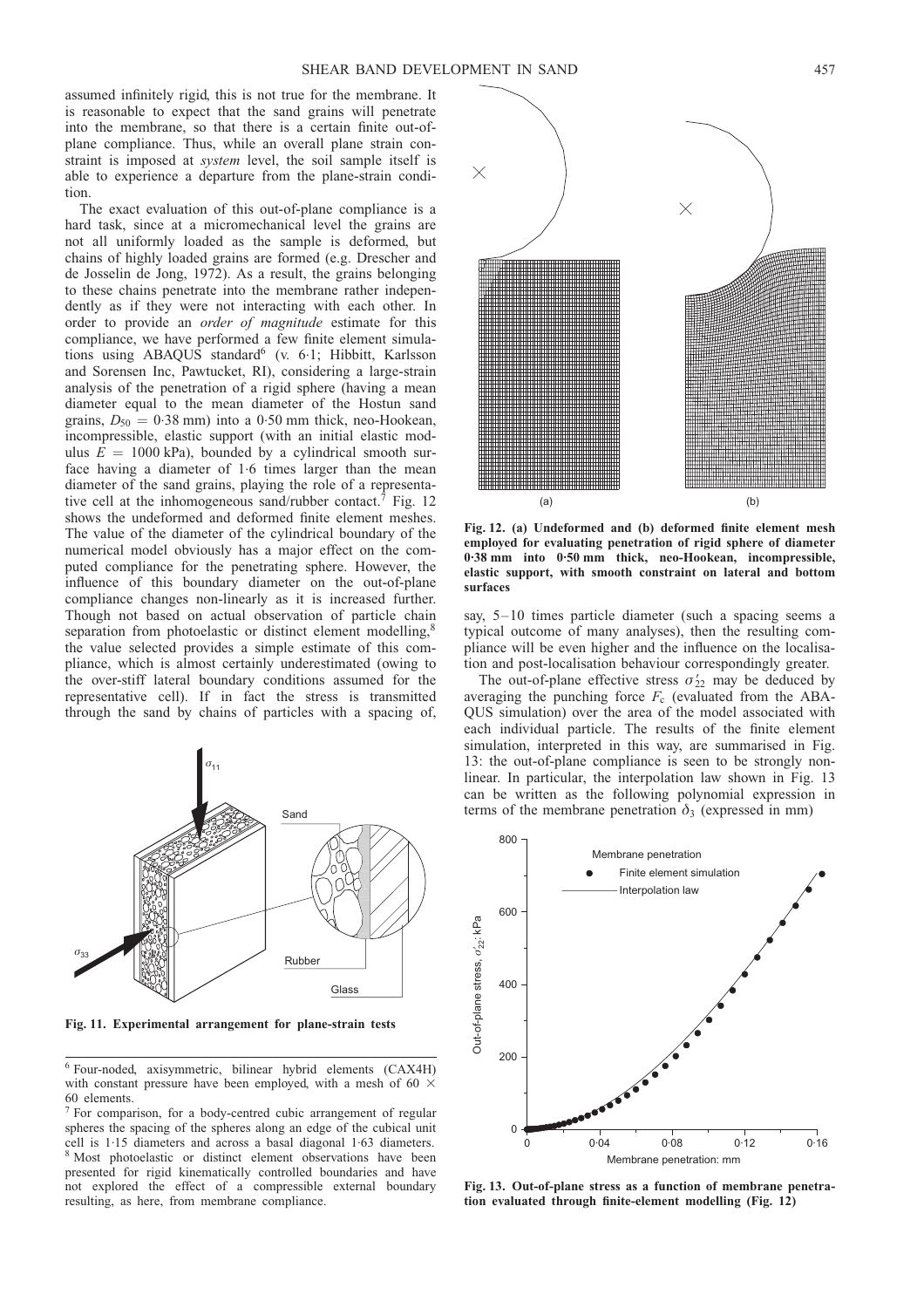assumed infinitely rigid, this is not true for the membrane. It is reasonable to expect that the sand grains will penetrate into the membrane, so that there is a certain finite out-of-plane compliance. Thus, while an overall plane strain constraint is imposed at *system* level, the soil sample itself is able to experience a departure from the plane-strain condition.

The exact evaluation of this out-of-plane compliance is a hard task, since at a micromechanical level the grains are not all uniformly loaded as the sample is deformed, but chains of highly loaded grains are formed (e.g. Drescher and de Josselin de Jong, 1972). As a result, the grains belonging to these chains penetrate into the membrane rather independently as if they were not interacting with each other. In order to provide an *order of magnitude* estimate for this compliance, we have performed a few finite element simulations using ABAQUS standard[6] (v. 6·1; Hibbitt, Karlsson and Sorensen Inc, Pawtucket, RI), considering a large-strain analysis of the penetration of a rigid sphere (having a mean diameter equal to the mean diameter of the Hostun sand grains, $D_{50} = 0{\cdot}38$ mm) into a 0·50 mm thick, neo-Hookean, incompressible, elastic support (with an initial elastic modulus $E = 1000$ kPa), bounded by a cylindrical smooth surface having a diameter of 1·6 times larger than the mean diameter of the sand grains, playing the role of a representative cell at the inhomogeneous sand/rubber contact.[7] Fig. 12 shows the undeformed and deformed finite element meshes. The value of the diameter of the cylindrical boundary of the numerical model obviously has a major effect on the computed compliance for the penetrating sphere. However, the influence of this boundary diameter on the out-of-plane compliance changes non-linearly as it is increased further. Though not based on actual observation of particle chain separation from photoelastic or distinct element modelling,[8] the value selected provides a simple estimate of this compliance, which is almost certainly underestimated (owing to the over-stiff lateral boundary conditions assumed for the representative cell). If in fact the stress is transmitted through the sand by chains of particles with a spacing of, say, 5–10 times particle diameter (such a spacing seems a typical outcome of many analyses), then the resulting compliance will be even higher and the influence on the localisation and post-localisation behaviour correspondingly greater.

Fig. 11. Experimental arrangement for plane-strain tests

Fig. 12. (a) Undeformed and (b) deformed finite element mesh employed for evaluating penetration of rigid sphere of diameter 0·38 mm into 0·50 mm thick, neo-Hookean, incompressible, elastic support, with smooth constraint on lateral and bottom surfaces

The out-of-plane effective stress $\sigma'_{22}$ may be deduced by averaging the punching force $F_c$ (evaluated from the ABAQUS simulation) over the area of the model associated with each individual particle. The results of the finite element simulation, interpreted in this way, are summarised in Fig. 13: the out-of-plane compliance is seen to be strongly nonlinear. In particular, the interpolation law shown in Fig. 13 can be written as the following polynomial expression in terms of the membrane penetration $\delta_3$ (expressed in mm)

Fig. 13. Out-of-plane stress as a function of membrane penetration evaluated through finite-element modelling (Fig. 12)

---

[6] Four-noded, axisymmetric, bilinear hybrid elements (CAX4H) with constant pressure have been employed, with a mesh of 60 × 60 elements.

[7] For comparison, for a body-centred cubic arrangement of regular spheres the spacing of the spheres along an edge of the cubical unit cell is 1·15 diameters and across a basal diagonal 1·63 diameters.

[8] Most photoelastic or distinct element observations have been presented for rigid kinematically controlled boundaries and have not explored the effect of a compressible external boundary resulting, as here, from membrane compliance.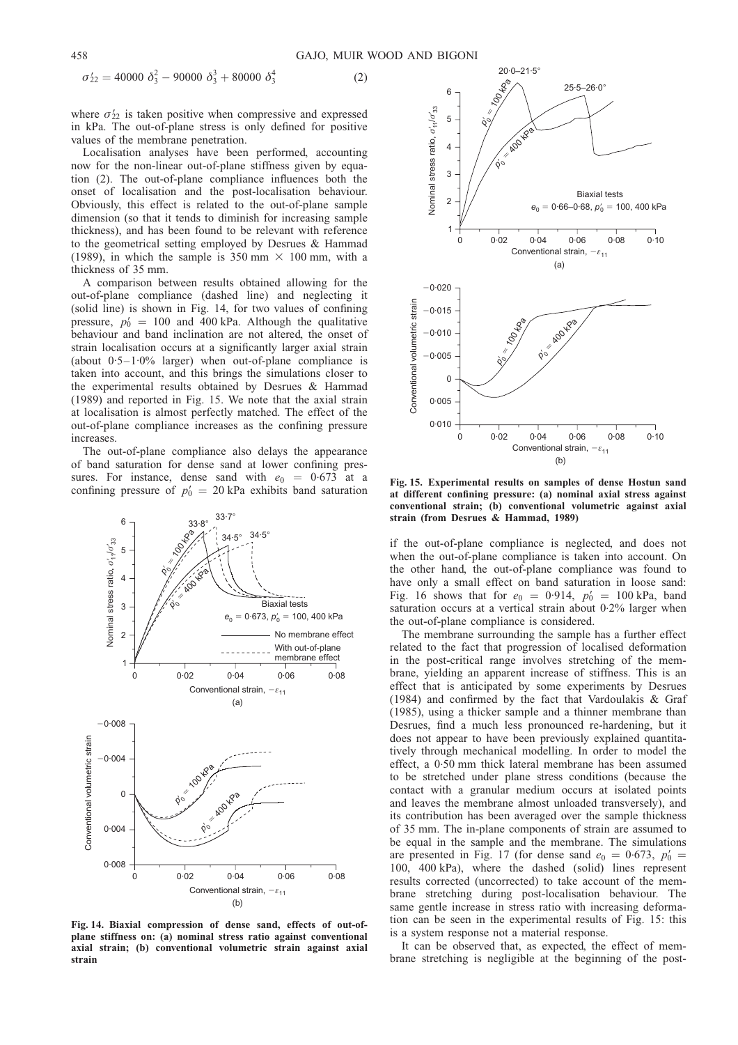$$\sigma'_{22} = 40000\ \delta_3^2 - 90000\ \delta_3^3 + 80000\ \delta_3^4 \tag{2}$$

where $\sigma'_{22}$ is taken positive when compressive and expressed in kPa. The out-of-plane stress is only defined for positive values of the membrane penetration.

Localisation analyses have been performed, accounting now for the non-linear out-of-plane stiffness given by equation (2). The out-of-plane compliance influences both the onset of localisation and the post-localisation behaviour. Obviously, this effect is related to the out-of-plane sample dimension (so that it tends to diminish for increasing sample thickness), and has been found to be relevant with reference to the geometrical setting employed by Desrues & Hammad (1989), in which the sample is 350 mm × 100 mm, with a thickness of 35 mm.

A comparison between results obtained allowing for the out-of-plane compliance (dashed line) and neglecting it (solid line) is shown in Fig. 14, for two values of confining pressure, $p'_0$ = 100 and 400 kPa. Although the qualitative behaviour and band inclination are not altered, the onset of strain localisation occurs at a significantly larger axial strain (about 0·5–1·0% larger) when out-of-plane compliance is taken into account, and this brings the simulations closer to the experimental results obtained by Desrues & Hammad (1989) and reported in Fig. 15. We note that the axial strain at localisation is almost perfectly matched. The effect of the out-of-plane compliance increases as the confining pressure increases.

The out-of-plane compliance also delays the appearance of band saturation for dense sand at lower confining pressures. For instance, dense sand with $e_0$ = 0·673 at a confining pressure of $p'_0$ = 20 kPa exhibits band saturation if the out-of-plane compliance is neglected, and does not when the out-of-plane compliance is taken into account. On the other hand, the out-of-plane compliance was found to have only a small effect on band saturation in loose sand: Fig. 16 shows that for $e_0$ = 0·914, $p'_0$ = 100 kPa, band saturation occurs at a vertical strain about 0·2% larger when the out-of-plane compliance is considered.

**Fig. 14. Biaxial compression of dense sand, effects of out-of-plane stiffness on: (a) nominal stress ratio against conventional axial strain; (b) conventional volumetric strain against axial strain**

**Fig. 15. Experimental results on samples of dense Hostun sand at different confining pressure: (a) nominal axial stress against conventional strain; (b) conventional volumetric against axial strain (from Desrues & Hammad, 1989)**

The membrane surrounding the sample has a further effect related to the fact that progression of localised deformation in the post-critical range involves stretching of the membrane, yielding an apparent increase of stiffness. This is an effect that is anticipated by some experiments by Desrues (1984) and confirmed by the fact that Vardoulakis & Graf (1985), using a thicker sample and a thinner membrane than Desrues, find a much less pronounced re-hardening, but it does not appear to have been previously explained quantitatively through mechanical modelling. In order to model the effect, a 0·50 mm thick lateral membrane has been assumed to be stretched under plane stress conditions (because the contact with a granular medium occurs at isolated points and leaves the membrane almost unloaded transversely), and its contribution has been averaged over the sample thickness of 35 mm. The in-plane components of strain are assumed to be equal in the sample and the membrane. The simulations are presented in Fig. 17 (for dense sand $e_0$ = 0·673, $p'_0$ = 100, 400 kPa), where the dashed (solid) lines represent results corrected (uncorrected) to take account of the membrane stretching during post-localisation behaviour. The same gentle increase in stress ratio with increasing deformation can be seen in the experimental results of Fig. 15: this is a system response not a material response.

It can be observed that, as expected, the effect of membrane stretching is negligible at the beginning of the post-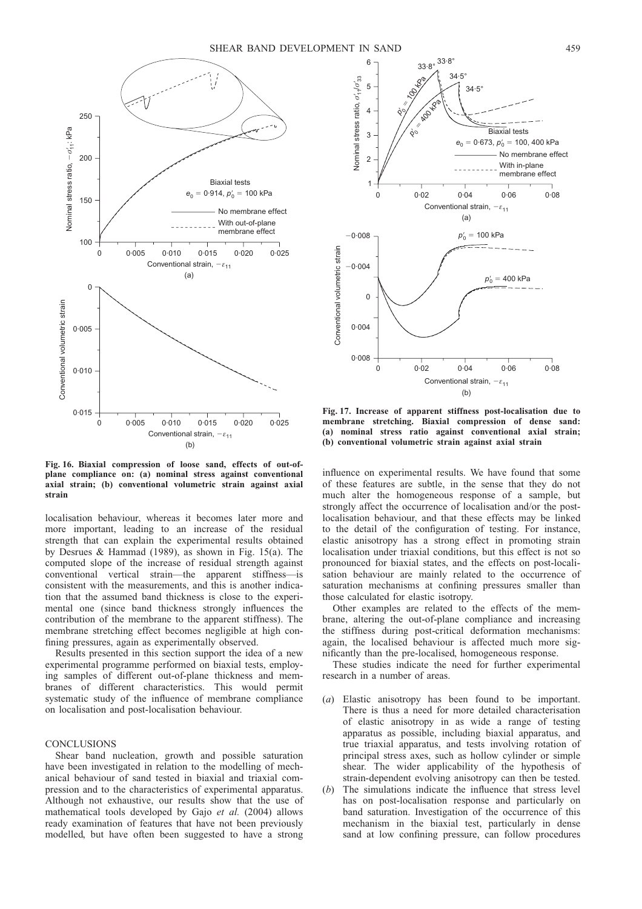Fig. 16. Biaxial compression of loose sand, effects of out-of-plane compliance on: (a) nominal stress against conventional axial strain; (b) conventional volumetric strain against axial strain

Fig. 17. Increase of apparent stiffness post-localisation due to membrane stretching. Biaxial compression of dense sand: (a) nominal stress ratio against conventional axial strain; (b) conventional volumetric strain against axial strain

localisation behaviour, whereas it becomes later more and more important, leading to an increase of the residual strength that can explain the experimental results obtained by Desrues & Hammad (1989), as shown in Fig. 15(a). The computed slope of the increase of residual strength against conventional vertical strain—the apparent stiffness—is consistent with the measurements, and this is another indication that the assumed band thickness is close to the experimental one (since band thickness strongly influences the contribution of the membrane to the apparent stiffness). The membrane stretching effect becomes negligible at high confining pressures, again as experimentally observed.

Results presented in this section support the idea of a new experimental programme performed on biaxial tests, employing samples of different out-of-plane thickness and membranes of different characteristics. This would permit systematic study of the influence of membrane compliance on localisation and post-localisation behaviour.

## CONCLUSIONS

Shear band nucleation, growth and possible saturation have been investigated in relation to the modelling of mechanical behaviour of sand tested in biaxial and triaxial compression and to the characteristics of experimental apparatus. Although not exhaustive, our results show that the use of mathematical tools developed by Gajo *et al.* (2004) allows ready examination of features that have not been previously modelled, but have often been suggested to have a strong influence on experimental results. We have found that some of these features are subtle, in the sense that they do not much alter the homogeneous response of a sample, but strongly affect the occurrence of localisation and/or the post-localisation behaviour, and that these effects may be linked to the detail of the configuration of testing. For instance, elastic anisotropy has a strong effect in promoting strain localisation under triaxial conditions, but this effect is not so pronounced for biaxial states, and the effects on post-localisation behaviour are mainly related to the occurrence of saturation mechanisms at confining pressures smaller than those calculated for elastic isotropy.

Other examples are related to the effects of the membrane, altering the out-of-plane compliance and increasing the stiffness during post-critical deformation mechanisms: again, the localised behaviour is affected much more significantly than the pre-localised, homogeneous response.

These studies indicate the need for further experimental research in a number of areas.

(*a*) Elastic anisotropy has been found to be important. There is thus a need for more detailed characterisation of elastic anisotropy in as wide a range of testing apparatus as possible, including biaxial apparatus, and true triaxial apparatus, and tests involving rotation of principal stress axes, such as hollow cylinder or simple shear. The wider applicability of the hypothesis of strain-dependent evolving anisotropy can then be tested.

(*b*) The simulations indicate the influence that stress level has on post-localisation response and particularly on band saturation. Investigation of the occurrence of this mechanism in the biaxial test, particularly in dense sand at low confining pressure, can follow procedures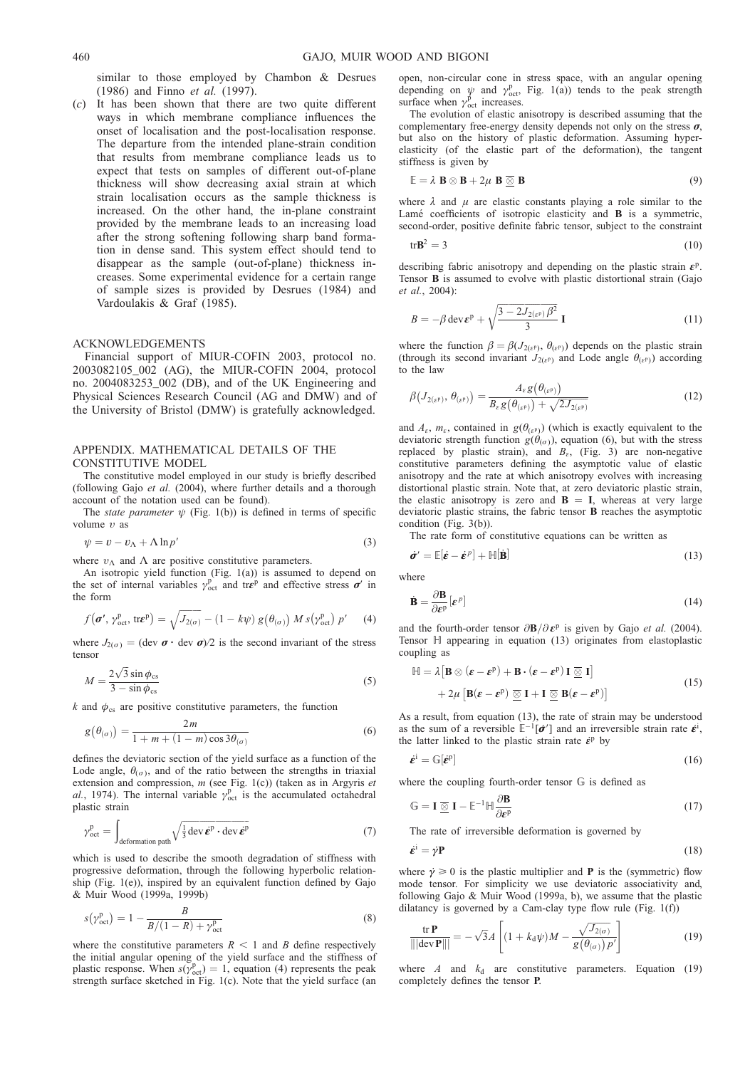similar to those employed by Chambon & Desrues (1986) and Finno *et al.* (1997).

(*c*) It has been shown that there are two quite different ways in which membrane compliance influences the onset of localisation and the post-localisation response. The departure from the intended plane-strain condition that results from membrane compliance leads us to expect that tests on samples of different out-of-plane thickness will show decreasing axial strain at which strain localisation occurs as the sample thickness is increased. On the other hand, the in-plane constraint provided by the membrane leads to an increasing load after the strong softening following sharp band formation in dense sand. This system effect should tend to disappear as the sample (out-of-plane) thickness increases. Some experimental evidence for a certain range of sample sizes is provided by Desrues (1984) and Vardoulakis & Graf (1985).

## ACKNOWLEDGEMENTS

Financial support of MIUR-COFIN 2003, protocol no. 2003082105_002 (AG), the MIUR-COFIN 2004, protocol no. 2004083253_002 (DB), and of the UK Engineering and Physical Sciences Research Council (AG and DMW) and of the University of Bristol (DMW) is gratefully acknowledged.

## APPENDIX. MATHEMATICAL DETAILS OF THE CONSTITUTIVE MODEL

The constitutive model employed in our study is briefly described (following Gajo *et al.* (2004), where further details and a thorough account of the notation used can be found).

The *state parameter* $\psi$ (Fig. 1(b)) is defined in terms of specific volume $v$ as

$$\psi = v - v_\Lambda + \Lambda \ln p' \tag{3}$$

where $v_\Lambda$ and $\Lambda$ are positive constitutive parameters.

An isotropic yield function (Fig. 1(a)) is assumed to depend on the set of internal variables $\gamma^{\mathrm{p}}_{\mathrm{oct}}$ and $\mathrm{tr}\boldsymbol{\varepsilon}^{\mathrm{p}}$ and effective stress $\boldsymbol{\sigma}'$ in the form

$$f\left(\boldsymbol{\sigma}', \gamma^{\mathrm{p}}_{\mathrm{oct}}, \mathrm{tr}\boldsymbol{\varepsilon}^{\mathrm{p}}\right) = \sqrt{J_{2(\sigma)}} - (1 - k\psi)\, g\left(\theta_{(\sigma)}\right) M\, s\left(\gamma^{\mathrm{p}}_{\mathrm{oct}}\right) p' \tag{4}$$

where $J_{2(\sigma)} = (\mathrm{dev}\,\boldsymbol{\sigma} \cdot \mathrm{dev}\,\boldsymbol{\sigma})/2$ is the second invariant of the stress tensor

$$M = \frac{2\sqrt{3}\sin\phi_{\mathrm{cs}}}{3 - \sin\phi_{\mathrm{cs}}} \tag{5}$$

$k$ and $\phi_{\mathrm{cs}}$ are positive constitutive parameters, the function

$$g\left(\theta_{(\sigma)}\right) = \frac{2m}{1 + m + (1 - m)\cos 3\theta_{(\sigma)}} \tag{6}$$

defines the deviatoric section of the yield surface as a function of the Lode angle, $\theta_{(\sigma)}$, and of the ratio between the strengths in triaxial extension and compression, $m$ (see Fig. 1(c)) (taken as in Argyris *et al.*, 1974). The internal variable $\gamma^{\mathrm{p}}_{\mathrm{oct}}$ is the accumulated octahedral plastic strain

$$\gamma^{\mathrm{p}}_{\mathrm{oct}} = \int_{\text{deformation path}} \sqrt{\tfrac{1}{3}\mathrm{dev}\,\dot{\boldsymbol{\varepsilon}}^{\mathrm{p}} \cdot \mathrm{dev}\,\dot{\boldsymbol{\varepsilon}}^{\mathrm{p}}} \tag{7}$$

which is used to describe the smooth degradation of stiffness with progressive deformation, through the following hyperbolic relationship (Fig. 1(e)), inspired by an equivalent function defined by Gajo & Muir Wood (1999a, 1999b)

$$s\left(\gamma^{\mathrm{p}}_{\mathrm{oct}}\right) = 1 - \frac{B}{B/(1 - R) + \gamma^{\mathrm{p}}_{\mathrm{oct}}} \tag{8}$$

where the constitutive parameters $R < 1$ and $B$ define respectively the initial angular opening of the yield surface and the stiffness of plastic response. When $s(\gamma^{\mathrm{p}}_{\mathrm{oct}}) = 1$, equation (4) represents the peak strength surface sketched in Fig. 1(c). Note that the yield surface (an open, non-circular cone in stress space, with an angular opening depending on $\psi$ and $\gamma^{\mathrm{p}}_{\mathrm{oct}}$, Fig. 1(a)) tends to the peak strength surface when $\gamma^{\mathrm{p}}_{\mathrm{oct}}$ increases.

The evolution of elastic anisotropy is described assuming that the complementary free-energy density depends not only on the stress $\boldsymbol{\sigma}$, but also on the history of plastic deformation. Assuming hyperelasticity (of the elastic part of the deformation), the tangent stiffness is given by

$$\mathbb{E} = \lambda\, \mathbf{B} \otimes \mathbf{B} + 2\mu\, \mathbf{B} \,\underline{\overline{\otimes}}\, \mathbf{B} \tag{9}$$

where $\lambda$ and $\mu$ are elastic constants playing a role similar to the Lamé coefficients of isotropic elasticity and $\mathbf{B}$ is a symmetric, second-order, positive definite fabric tensor, subject to the constraint

$$\mathrm{tr}\mathbf{B}^2 = 3 \tag{10}$$

describing fabric anisotropy and depending on the plastic strain $\boldsymbol{\varepsilon}^{\mathrm{p}}$. Tensor $\mathbf{B}$ is assumed to evolve with plastic distortional strain (Gajo *et al.*, 2004):

$$B = -\beta\, \mathrm{dev}\boldsymbol{\varepsilon}^{\mathrm{p}} + \sqrt{\frac{3 - 2J_{2(\varepsilon^{\mathrm{p}})}\beta^2}{3}}\, \mathbf{I} \tag{11}$$

where the function $\beta = \beta(J_{2(\varepsilon^{\mathrm{p}})}, \theta_{(\varepsilon^{\mathrm{p}})})$ depends on the plastic strain (through its second invariant $J_{2(\varepsilon^{\mathrm{p}})}$ and Lode angle $\theta_{(\varepsilon^{\mathrm{p}})}$) according to the law

$$\beta\left(J_{2(\varepsilon^{\mathrm{p}})}, \theta_{(\varepsilon^{\mathrm{p}})}\right) = \frac{A_\varepsilon\, g\left(\theta_{(\varepsilon^{\mathrm{p}})}\right)}{B_\varepsilon\, g\left(\theta_{(\varepsilon^{\mathrm{p}})}\right) + \sqrt{2J_{2(\varepsilon^{\mathrm{p}})}}} \tag{12}$$

and $A_\varepsilon$, $m_\varepsilon$, contained in $g(\theta_{(\varepsilon^{\mathrm{p}})})$ (which is exactly equivalent to the deviatoric strength function $g(\theta_{(\sigma)})$, equation (6), but with the stress replaced by plastic strain), and $B_\varepsilon$, (Fig. 3) are non-negative constitutive parameters defining the asymptotic value of elastic anisotropy and the rate at which anisotropy evolves with increasing distortional plastic strain. Note that, at zero deviatoric plastic strain, the elastic anisotropy is zero and $\mathbf{B} = \mathbf{I}$, whereas at very large deviatoric plastic strains, the fabric tensor $\mathbf{B}$ reaches the asymptotic condition (Fig. 3(b)).

The rate form of constitutive equations can be written as

$$\dot{\boldsymbol{\sigma}}' = \mathbb{E}[\dot{\boldsymbol{\varepsilon}} - \dot{\boldsymbol{\varepsilon}}^{p}] + \mathbb{H}[\dot{\mathbf{B}}] \tag{13}$$

where

$$\dot{\mathbf{B}} = \frac{\partial \mathbf{B}}{\partial \boldsymbol{\varepsilon}^{\mathrm{p}}}[\boldsymbol{\varepsilon}^{p}] \tag{14}$$

and the fourth-order tensor $\partial\mathbf{B}/\partial\boldsymbol{\varepsilon}^{\mathrm{p}}$ is given by Gajo *et al.* (2004). Tensor $\mathbb{H}$ appearing in equation (13) originates from elastoplastic coupling as

$$\begin{aligned}\mathbb{H} = {} & \lambda\left[\mathbf{B} \otimes (\boldsymbol{\varepsilon} - \boldsymbol{\varepsilon}^{\mathrm{p}}) + \mathbf{B} \cdot (\boldsymbol{\varepsilon} - \boldsymbol{\varepsilon}^{\mathrm{p}})\, \mathbf{I} \,\underline{\overline{\otimes}}\, \mathbf{I}\right] \\ & + 2\mu\left[\mathbf{B}(\boldsymbol{\varepsilon} - \boldsymbol{\varepsilon}^{\mathrm{p}}) \,\underline{\overline{\otimes}}\, \mathbf{I} + \mathbf{I} \,\underline{\overline{\otimes}}\, \mathbf{B}(\boldsymbol{\varepsilon} - \boldsymbol{\varepsilon}^{\mathrm{p}})\right]\end{aligned} \tag{15}$$

As a result, from equation (13), the rate of strain may be understood as the sum of a reversible $\mathbb{E}^{-1}[\dot{\boldsymbol{\sigma}}']$ and an irreversible strain rate $\dot{\boldsymbol{\varepsilon}}^{\mathrm{i}}$, the latter linked to the plastic strain rate $\dot{\boldsymbol{\varepsilon}}^{\mathrm{p}}$ by

$$\dot{\boldsymbol{\varepsilon}}^{\mathrm{i}} = \mathbb{G}[\dot{\boldsymbol{\varepsilon}}^{\mathrm{p}}] \tag{16}$$

where the coupling fourth-order tensor $\mathbb{G}$ is defined as

$$\mathbb{G} = \mathbf{I} \,\underline{\overline{\otimes}}\, \mathbf{I} - \mathbb{E}^{-1}\mathbb{H}\frac{\partial \mathbf{B}}{\partial \boldsymbol{\varepsilon}^{\mathrm{p}}} \tag{17}$$

The rate of irreversible deformation is governed by

$$\dot{\boldsymbol{\varepsilon}}^{\mathrm{i}} = \dot{\gamma}\mathbf{P} \tag{18}$$

where $\dot{\gamma} \geq 0$ is the plastic multiplier and $\mathbf{P}$ is the (symmetric) flow mode tensor. For simplicity we use deviatoric associativity and, following Gajo & Muir Wood (1999a, b), we assume that the plastic dilatancy is governed by a Cam-clay type flow rule (Fig. 1(f))

$$\frac{\mathrm{tr}\,\mathbf{P}}{\|\mathrm{dev}\,\mathbf{P}\|} = -\sqrt{3}A\left[(1 + k_{\mathrm{d}}\psi)M - \frac{\sqrt{J_{2(\sigma)}}}{g\left(\theta_{(\sigma)}\right)p'}\right] \tag{19}$$

where $A$ and $k_{\mathrm{d}}$ are constitutive parameters. Equation (19) completely defines the tensor $\mathbf{P}$.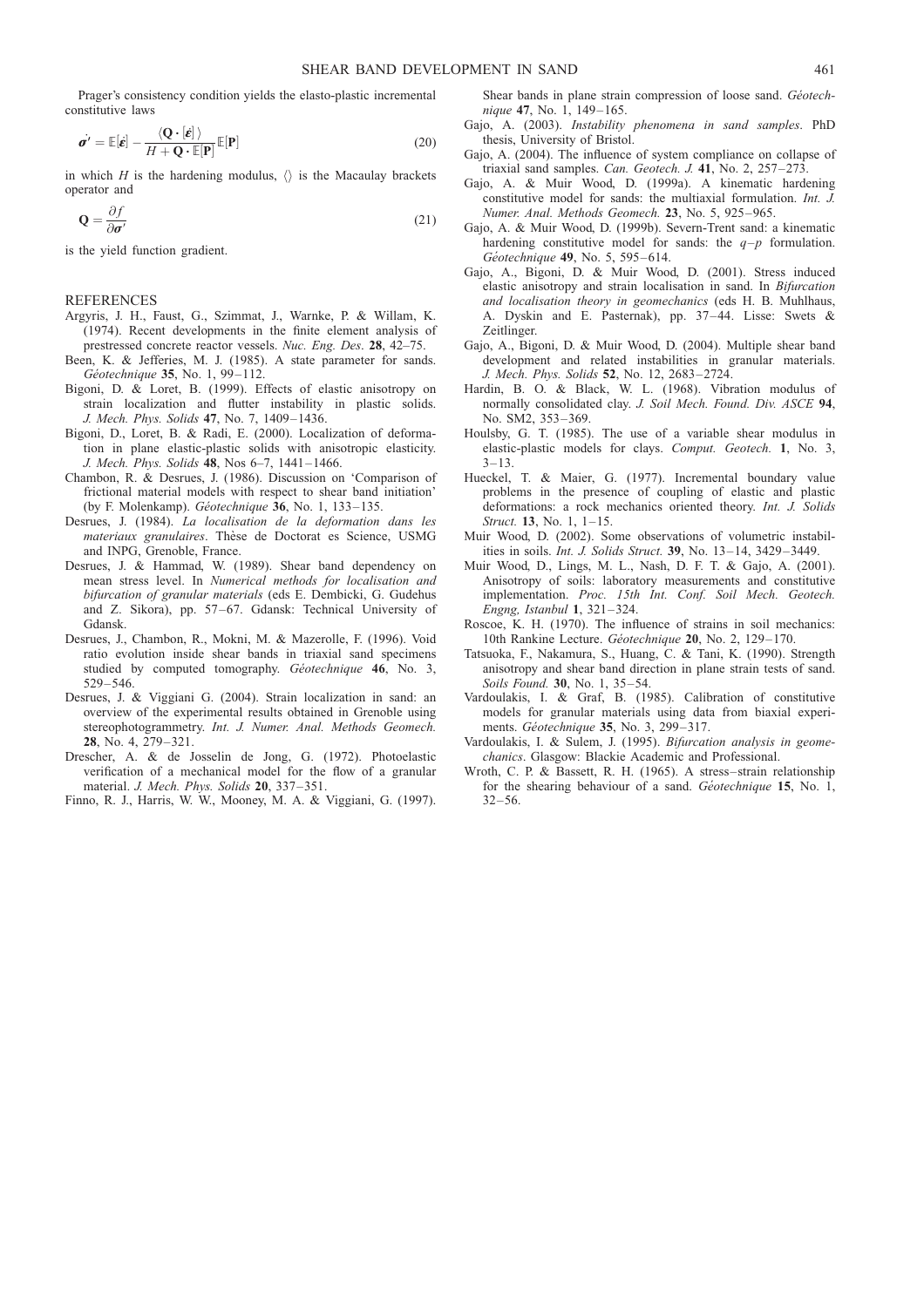Prager's consistency condition yields the elasto-plastic incremental constitutive laws

$$\dot{\boldsymbol{\sigma}}' = \mathbb{E}[\dot{\boldsymbol{\varepsilon}}] - \frac{\langle \mathbf{Q} \cdot \mathbb{E}[\dot{\boldsymbol{\varepsilon}}] \rangle}{H + \mathbf{Q} \cdot \mathbb{E}[\mathbf{P}]} \mathbb{E}[\mathbf{P}] \tag{20}$$

in which $H$ is the hardening modulus, $\langle\rangle$ is the Macaulay brackets operator and

$$\mathbf{Q} = \frac{\partial f}{\partial \boldsymbol{\sigma}'} \tag{21}$$

is the yield function gradient.

## REFERENCES

Argyris, J. H., Faust, G., Szimmat, J., Warnke, P. & Willam, K. (1974). Recent developments in the finite element analysis of prestressed concrete reactor vessels. *Nuc. Eng. Des*. **28**, 42–75.

Been, K. & Jefferies, M. J. (1985). A state parameter for sands. *Géotechnique* **35**, No. 1, 99–112.

Bigoni, D. & Loret, B. (1999). Effects of elastic anisotropy on strain localization and flutter instability in plastic solids. *J. Mech. Phys. Solids* **47**, No. 7, 1409–1436.

Bigoni, D., Loret, B. & Radi, E. (2000). Localization of deformation in plane elastic-plastic solids with anisotropic elasticity. *J. Mech. Phys. Solids* **48**, Nos 6–7, 1441–1466.

Chambon, R. & Desrues, J. (1986). Discussion on 'Comparison of frictional material models with respect to shear band initiation' (by F. Molenkamp). *Géotechnique* **36**, No. 1, 133–135.

Desrues, J. (1984). *La localisation de la deformation dans les materiaux granulaires*. Thèse de Doctorat es Science, USMG and INPG, Grenoble, France.

Desrues, J. & Hammad, W. (1989). Shear band dependency on mean stress level. In *Numerical methods for localisation and bifurcation of granular materials* (eds E. Dembicki, G. Gudehus and Z. Sikora), pp. 57–67. Gdansk: Technical University of Gdansk.

Desrues, J., Chambon, R., Mokni, M. & Mazerolle, F. (1996). Void ratio evolution inside shear bands in triaxial sand specimens studied by computed tomography. *Géotechnique* **46**, No. 3, 529–546.

Desrues, J. & Viggiani G. (2004). Strain localization in sand: an overview of the experimental results obtained in Grenoble using stereophotogrammetry. *Int. J. Numer. Anal. Methods Geomech.* **28**, No. 4, 279–321.

Drescher, A. & de Josselin de Jong, G. (1972). Photoelastic verification of a mechanical model for the flow of a granular material. *J. Mech. Phys. Solids* **20**, 337–351.

Finno, R. J., Harris, W. W., Mooney, M. A. & Viggiani, G. (1997). Shear bands in plane strain compression of loose sand. *Géotechnique* **47**, No. 1, 149–165.

Gajo, A. (2003). *Instability phenomena in sand samples*. PhD thesis, University of Bristol.

Gajo, A. (2004). The influence of system compliance on collapse of triaxial sand samples. *Can. Geotech. J.* **41**, No. 2, 257–273.

Gajo, A. & Muir Wood, D. (1999a). A kinematic hardening constitutive model for sands: the multiaxial formulation. *Int. J. Numer. Anal. Methods Geomech.* **23**, No. 5, 925–965.

Gajo, A. & Muir Wood, D. (1999b). Severn-Trent sand: a kinematic hardening constitutive model for sands: the $q$–$p$ formulation. *Géotechnique* **49**, No. 5, 595–614.

Gajo, A., Bigoni, D. & Muir Wood, D. (2001). Stress induced elastic anisotropy and strain localisation in sand. In *Bifurcation and localisation theory in geomechanics* (eds H. B. Muhlhaus, A. Dyskin and E. Pasternak), pp. 37–44. Lisse: Swets & Zeitlinger.

Gajo, A., Bigoni, D. & Muir Wood, D. (2004). Multiple shear band development and related instabilities in granular materials. *J. Mech. Phys. Solids* **52**, No. 12, 2683–2724.

Hardin, B. O. & Black, W. L. (1968). Vibration modulus of normally consolidated clay. *J. Soil Mech. Found. Div. ASCE* **94**, No. SM2, 353–369.

Houlsby, G. T. (1985). The use of a variable shear modulus in elastic-plastic models for clays. *Comput. Geotech.* **1**, No. 3, 3–13.

Hueckel, T. & Maier, G. (1977). Incremental boundary value problems in the presence of coupling of elastic and plastic deformations: a rock mechanics oriented theory. *Int. J. Solids Struct.* **13**, No. 1, 1–15.

Muir Wood, D. (2002). Some observations of volumetric instabilities in soils. *Int. J. Solids Struct.* **39**, No. 13–14, 3429–3449.

Muir Wood, D., Lings, M. L., Nash, D. F. T. & Gajo, A. (2001). Anisotropy of soils: laboratory measurements and constitutive implementation. *Proc. 15th Int. Conf. Soil Mech. Geotech. Engng, Istanbul* **1**, 321–324.

Roscoe, K. H. (1970). The influence of strains in soil mechanics: 10th Rankine Lecture. *Géotechnique* **20**, No. 2, 129–170.

Tatsuoka, F., Nakamura, S., Huang, C. & Tani, K. (1990). Strength anisotropy and shear band direction in plane strain tests of sand. *Soils Found.* **30**, No. 1, 35–54.

Vardoulakis, I. & Graf, B. (1985). Calibration of constitutive models for granular materials using data from biaxial experiments. *Géotechnique* **35**, No. 3, 299–317.

Vardoulakis, I. & Sulem, J. (1995). *Bifurcation analysis in geomechanics*. Glasgow: Blackie Academic and Professional.

Wroth, C. P. & Bassett, R. H. (1965). A stress–strain relationship for the shearing behaviour of a sand. *Géotechnique* **15**, No. 1, 32–56.